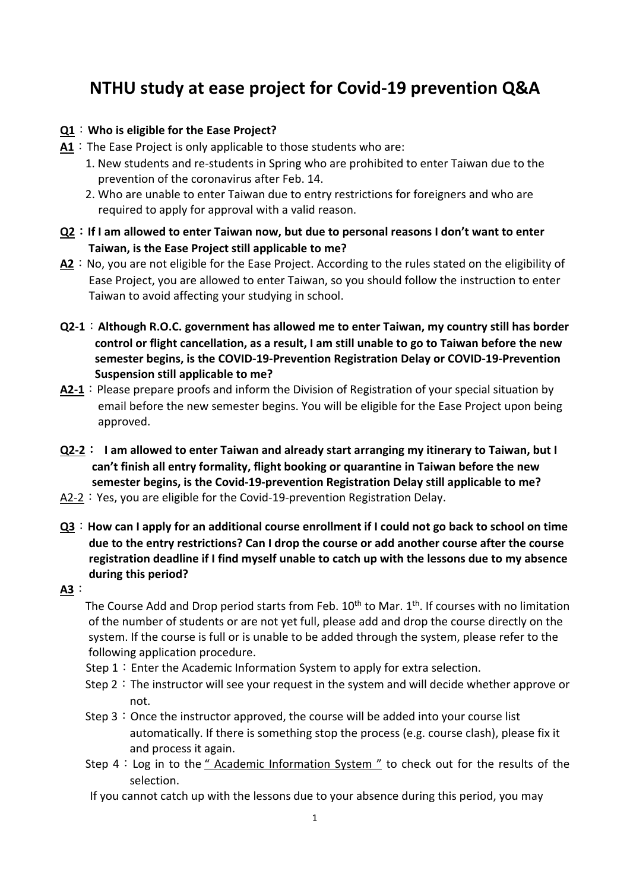# NTHU study at ease project for Covid-19 prevention Q&A

**Q1**：**Who is eligible for the Ease Project?**

**A1**：The Ease Project is only applicable to those students who are:

1. New students and re-students in Spring who are prohibited to enter Taiwan due to the prevention of the coronavirus after Feb. 14.
2. Who are unable to enter Taiwan due to entry restrictions for foreigners and who are required to apply for approval with a valid reason.

**Q2**：**If I am allowed to enter Taiwan now, but due to personal reasons I don't want to enter Taiwan, is the Ease Project still applicable to me?**

**A2**：No, you are not eligible for the Ease Project. According to the rules stated on the eligibility of Ease Project, you are allowed to enter Taiwan, so you should follow the instruction to enter Taiwan to avoid affecting your studying in school.

**Q2-1**：**Although R.O.C. government has allowed me to enter Taiwan, my country still has border control or flight cancellation, as a result, I am still unable to go to Taiwan before the new semester begins, is the COVID-19-Prevention Registration Delay or COVID-19-Prevention Suspension still applicable to me?**

**A2-1**：Please prepare proofs and inform the Division of Registration of your special situation by email before the new semester begins. You will be eligible for the Ease Project upon being approved.

**Q2-2**：**I am allowed to enter Taiwan and already start arranging my itinerary to Taiwan, but I can't finish all entry formality, flight booking or quarantine in Taiwan before the new semester begins, is the Covid-19-prevention Registration Delay still applicable to me?**

A2-2：Yes, you are eligible for the Covid-19-prevention Registration Delay.

**Q3**：**How can I apply for an additional course enrollment if I could not go back to school on time due to the entry restrictions? Can I drop the course or add another course after the course registration deadline if I find myself unable to catch up with the lessons due to my absence during this period?**

**A3**：

The Course Add and Drop period starts from Feb. 10th to Mar. 1th. If courses with no limitation of the number of students or are not yet full, please add and drop the course directly on the system. If the course is full or is unable to be added through the system, please refer to the following application procedure.

Step 1：Enter the Academic Information System to apply for extra selection.

Step 2：The instructor will see your request in the system and will decide whether approve or not.

Step 3：Once the instructor approved, the course will be added into your course list automatically. If there is something stop the process (e.g. course clash), please fix it and process it again.

Step 4：Log in to the "Academic Information System" to check out for the results of the selection.

If you cannot catch up with the lessons due to your absence during this period, you may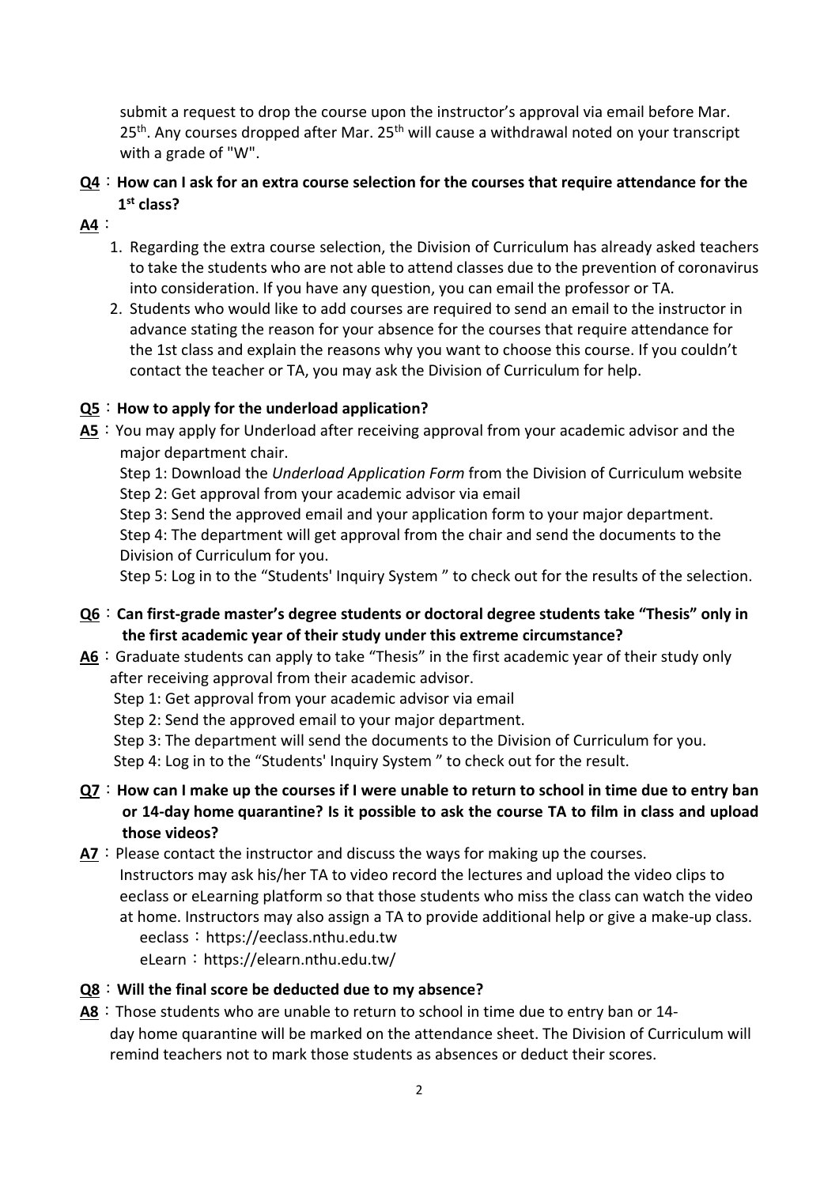submit a request to drop the course upon the instructor's approval via email before Mar. 25th. Any courses dropped after Mar. 25th will cause a withdrawal noted on your transcript with a grade of "W".

**Q4：How can I ask for an extra course selection for the courses that require attendance for the 1st class?**

**A4：**

1. Regarding the extra course selection, the Division of Curriculum has already asked teachers to take the students who are not able to attend classes due to the prevention of coronavirus into consideration. If you have any question, you can email the professor or TA.
2. Students who would like to add courses are required to send an email to the instructor in advance stating the reason for your absence for the courses that require attendance for the 1st class and explain the reasons why you want to choose this course. If you couldn't contact the teacher or TA, you may ask the Division of Curriculum for help.

**Q5：How to apply for the underload application?**

**A5**：You may apply for Underload after receiving approval from your academic advisor and the major department chair.

Step 1: Download the *Underload Application Form* from the Division of Curriculum website
Step 2: Get approval from your academic advisor via email
Step 3: Send the approved email and your application form to your major department.
Step 4: The department will get approval from the chair and send the documents to the Division of Curriculum for you.
Step 5: Log in to the "Students' Inquiry System " to check out for the results of the selection.

**Q6：Can first-grade master's degree students or doctoral degree students take "Thesis" only in the first academic year of their study under this extreme circumstance?**

**A6**：Graduate students can apply to take "Thesis" in the first academic year of their study only after receiving approval from their academic advisor.

Step 1: Get approval from your academic advisor via email
Step 2: Send the approved email to your major department.
Step 3: The department will send the documents to the Division of Curriculum for you.
Step 4: Log in to the "Students' Inquiry System " to check out for the result.

**Q7：How can I make up the courses if I were unable to return to school in time due to entry ban or 14-day home quarantine? Is it possible to ask the course TA to film in class and upload those videos?**

**A7**：Please contact the instructor and discuss the ways for making up the courses. Instructors may ask his/her TA to video record the lectures and upload the video clips to eeclass or eLearning platform so that those students who miss the class can watch the video at home. Instructors may also assign a TA to provide additional help or give a make-up class.

eeclass：https://eeclass.nthu.edu.tw
eLearn：https://elearn.nthu.edu.tw/

**Q8：Will the final score be deducted due to my absence?**

**A8**：Those students who are unable to return to school in time due to entry ban or 14-day home quarantine will be marked on the attendance sheet. The Division of Curriculum will remind teachers not to mark those students as absences or deduct their scores.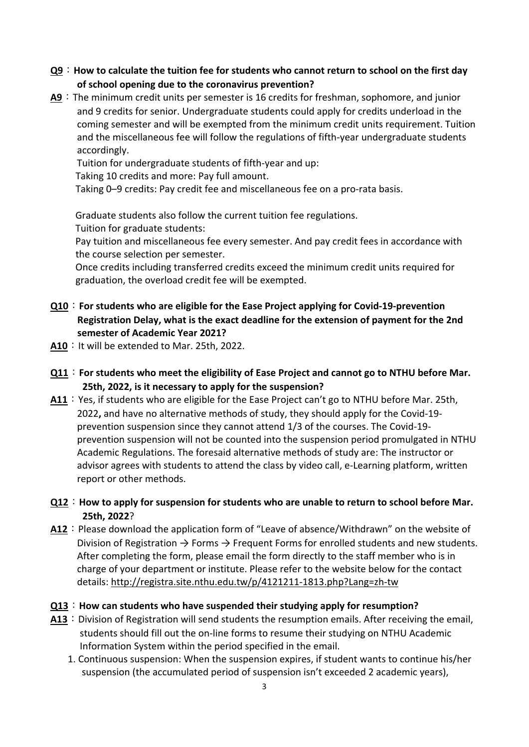**<u>Q9</u>**：**How to calculate the tuition fee for students who cannot return to school on the first day of school opening due to the coronavirus prevention?**

**<u>A9</u>**：The minimum credit units per semester is 16 credits for freshman, sophomore, and junior and 9 credits for senior. Undergraduate students could apply for credits underload in the coming semester and will be exempted from the minimum credit units requirement. Tuition and the miscellaneous fee will follow the regulations of fifth-year undergraduate students accordingly.

Tuition for undergraduate students of fifth-year and up:

Taking 10 credits and more: Pay full amount.

Taking 0–9 credits: Pay credit fee and miscellaneous fee on a pro-rata basis.

Graduate students also follow the current tuition fee regulations.

Tuition for graduate students:

Pay tuition and miscellaneous fee every semester. And pay credit fees in accordance with the course selection per semester.

Once credits including transferred credits exceed the minimum credit units required for graduation, the overload credit fee will be exempted.

**<u>Q10</u>**：**For students who are eligible for the Ease Project applying for Covid-19-prevention Registration Delay, what is the exact deadline for the extension of payment for the 2nd semester of Academic Year 2021?**

**<u>A10</u>**：It will be extended to Mar. 25th, 2022.

**<u>Q11</u>**：**For students who meet the eligibility of Ease Project and cannot go to NTHU before Mar. 25th, 2022, is it necessary to apply for the suspension?**

**<u>A11</u>**：Yes, if students who are eligible for the Ease Project can't go to NTHU before Mar. 25th, 2022**,** and have no alternative methods of study, they should apply for the Covid-19-prevention suspension since they cannot attend 1/3 of the courses. The Covid-19-prevention suspension will not be counted into the suspension period promulgated in NTHU Academic Regulations. The foresaid alternative methods of study are: The instructor or advisor agrees with students to attend the class by video call, e-Learning platform, written report or other methods.

**<u>Q12</u>**：**How to apply for suspension for students who are unable to return to school before Mar. 25th, 2022**?

**<u>A12</u>**：Please download the application form of "Leave of absence/Withdrawn" on the website of Division of Registration → Forms → Frequent Forms for enrolled students and new students. After completing the form, please email the form directly to the staff member who is in charge of your department or institute. Please refer to the website below for the contact details: http://registra.site.nthu.edu.tw/p/4121211-1813.php?Lang=zh-tw

**<u>Q13</u>**：**How can students who have suspended their studying apply for resumption?**

**<u>A13</u>**：Division of Registration will send students the resumption emails. After receiving the email, students should fill out the on-line forms to resume their studying on NTHU Academic Information System within the period specified in the email.

1. Continuous suspension: When the suspension expires, if student wants to continue his/her suspension (the accumulated period of suspension isn't exceeded 2 academic years),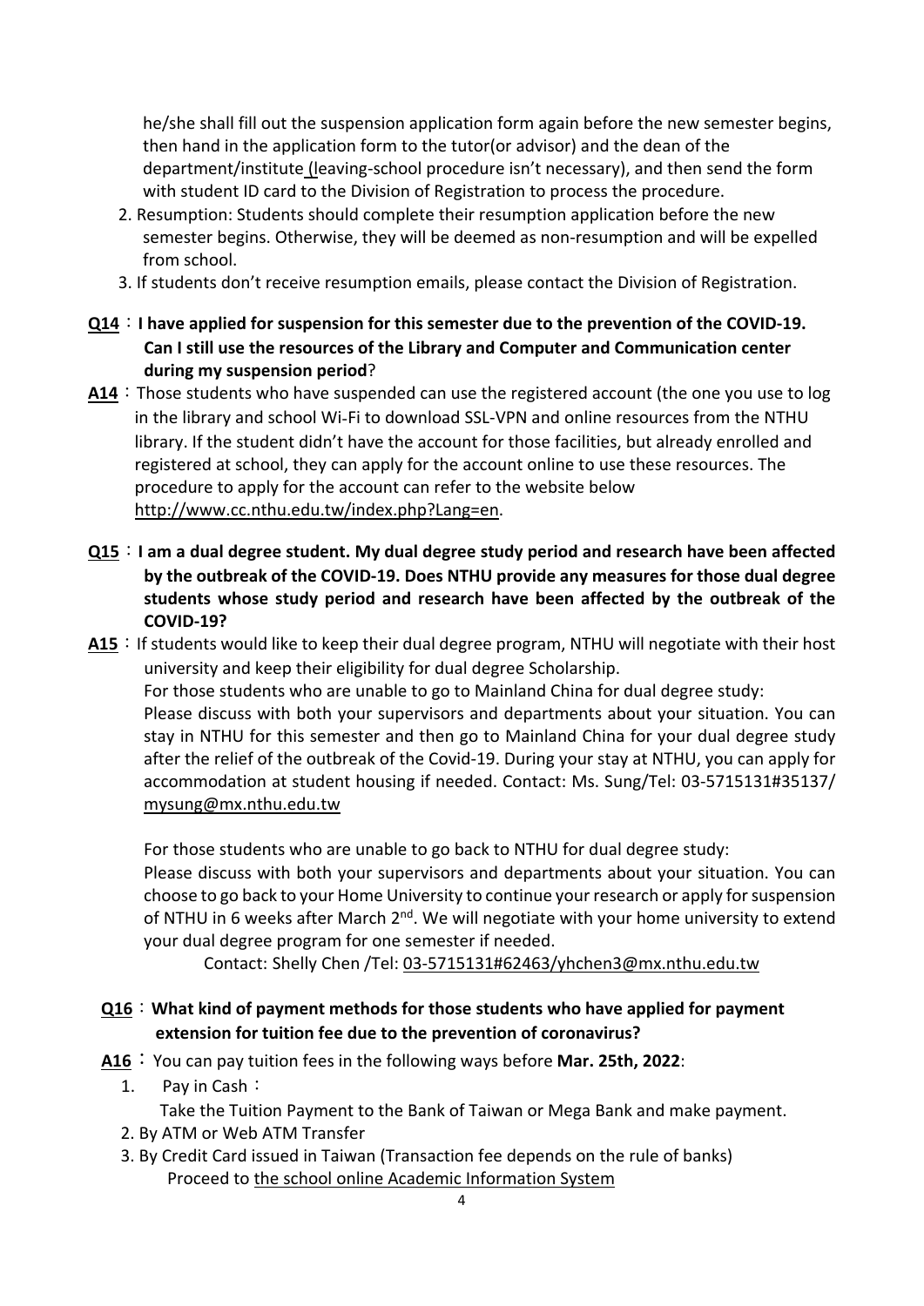he/she shall fill out the suspension application form again before the new semester begins, then hand in the application form to the tutor(or advisor) and the dean of the department/institute (leaving-school procedure isn't necessary), and then send the form with student ID card to the Division of Registration to process the procedure.

2. Resumption: Students should complete their resumption application before the new semester begins. Otherwise, they will be deemed as non-resumption and will be expelled from school.
3. If students don't receive resumption emails, please contact the Division of Registration.

**Q14**：**I have applied for suspension for this semester due to the prevention of the COVID-19. Can I still use the resources of the Library and Computer and Communication center during my suspension period**?

**A14**：Those students who have suspended can use the registered account (the one you use to log in the library and school Wi-Fi to download SSL-VPN and online resources from the NTHU library. If the student didn't have the account for those facilities, but already enrolled and registered at school, they can apply for the account online to use these resources. The procedure to apply for the account can refer to the website below http://www.cc.nthu.edu.tw/index.php?Lang=en.

**Q15**：**I am a dual degree student. My dual degree study period and research have been affected by the outbreak of the COVID-19. Does NTHU provide any measures for those dual degree students whose study period and research have been affected by the outbreak of the COVID-19?**

**A15**：If students would like to keep their dual degree program, NTHU will negotiate with their host university and keep their eligibility for dual degree Scholarship.

For those students who are unable to go to Mainland China for dual degree study:
Please discuss with both your supervisors and departments about your situation. You can stay in NTHU for this semester and then go to Mainland China for your dual degree study after the relief of the outbreak of the Covid-19. During your stay at NTHU, you can apply for accommodation at student housing if needed. Contact: Ms. Sung/Tel: 03-5715131#35137/ mysung@mx.nthu.edu.tw

For those students who are unable to go back to NTHU for dual degree study:
Please discuss with both your supervisors and departments about your situation. You can choose to go back to your Home University to continue your research or apply for suspension of NTHU in 6 weeks after March 2nd. We will negotiate with your home university to extend your dual degree program for one semester if needed.

Contact: Shelly Chen /Tel: 03-5715131#62463/yhchen3@mx.nthu.edu.tw

**Q16**：**What kind of payment methods for those students who have applied for payment extension for tuition fee due to the prevention of coronavirus?**

**A16**：You can pay tuition fees in the following ways before **Mar. 25th, 2022**:

1. Pay in Cash：
   Take the Tuition Payment to the Bank of Taiwan or Mega Bank and make payment.
2. By ATM or Web ATM Transfer
3. By Credit Card issued in Taiwan (Transaction fee depends on the rule of banks)
   Proceed to the school online Academic Information System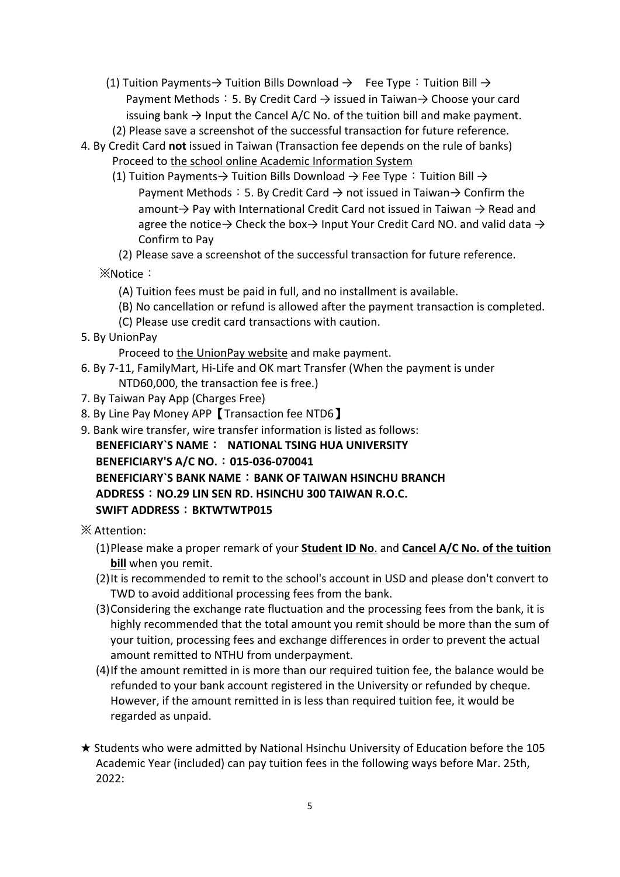(1) Tuition Payments→ Tuition Bills Download → Fee Type：Tuition Bill → Payment Methods：5. By Credit Card → issued in Taiwan→ Choose your card issuing bank → Input the Cancel A/C No. of the tuition bill and make payment.

(2) Please save a screenshot of the successful transaction for future reference.

4. By Credit Card **not** issued in Taiwan (Transaction fee depends on the rule of banks)
   Proceed to the school online Academic Information System

   (1) Tuition Payments→ Tuition Bills Download → Fee Type：Tuition Bill → Payment Methods：5. By Credit Card → not issued in Taiwan→ Confirm the amount→ Pay with International Credit Card not issued in Taiwan → Read and agree the notice→ Check the box→ Input Your Credit Card NO. and valid data → Confirm to Pay

   (2) Please save a screenshot of the successful transaction for future reference.

   ※Notice：

   (A) Tuition fees must be paid in full, and no installment is available.

   (B) No cancellation or refund is allowed after the payment transaction is completed.

   (C) Please use credit card transactions with caution.

5. By UnionPay
   Proceed to the UnionPay website and make payment.
6. By 7-11, FamilyMart, Hi-Life and OK mart Transfer (When the payment is under NTD60,000, the transaction fee is free.)
7. By Taiwan Pay App (Charges Free)
8. By Line Pay Money APP【Transaction fee NTD6】
9. Bank wire transfer, wire transfer information is listed as follows:

   **BENEFICIARY`S NAME： NATIONAL TSING HUA UNIVERSITY**
   **BENEFICIARY'S A/C NO.：015-036-070041**
   **BENEFICIARY`S BANK NAME：BANK OF TAIWAN HSINCHU BRANCH**
   **ADDRESS：NO.29 LIN SEN RD. HSINCHU 300 TAIWAN R.O.C.**
   **SWIFT ADDRESS：BKTWTWTP015**

※ Attention:

(1) Please make a proper remark of your **Student ID No**. and **Cancel A/C No. of the tuition bill** when you remit.

(2) It is recommended to remit to the school's account in USD and please don't convert to TWD to avoid additional processing fees from the bank.

(3) Considering the exchange rate fluctuation and the processing fees from the bank, it is highly recommended that the total amount you remit should be more than the sum of your tuition, processing fees and exchange differences in order to prevent the actual amount remitted to NTHU from underpayment.

(4) If the amount remitted in is more than our required tuition fee, the balance would be refunded to your bank account registered in the University or refunded by cheque. However, if the amount remitted in is less than required tuition fee, it would be regarded as unpaid.

★ Students who were admitted by National Hsinchu University of Education before the 105 Academic Year (included) can pay tuition fees in the following ways before Mar. 25th, 2022: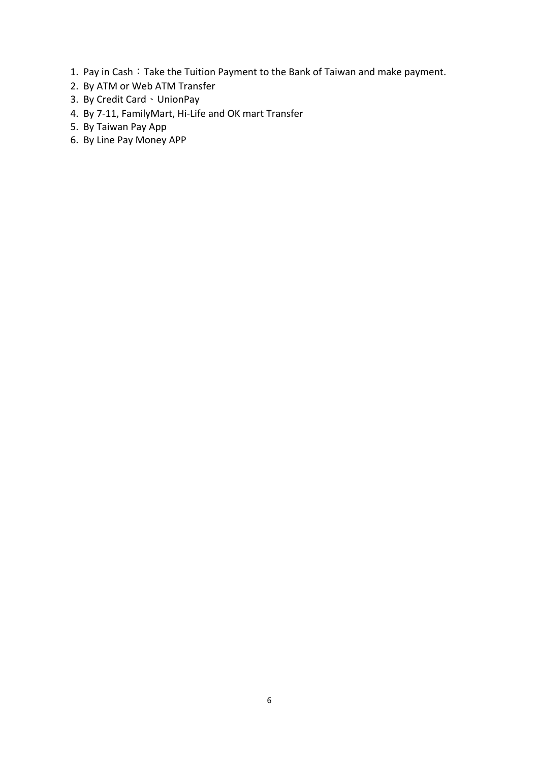1. Pay in Cash：Take the Tuition Payment to the Bank of Taiwan and make payment.
2. By ATM or Web ATM Transfer
3. By Credit Card、UnionPay
4. By 7-11, FamilyMart, Hi-Life and OK mart Transfer
5. By Taiwan Pay App
6. By Line Pay Money APP